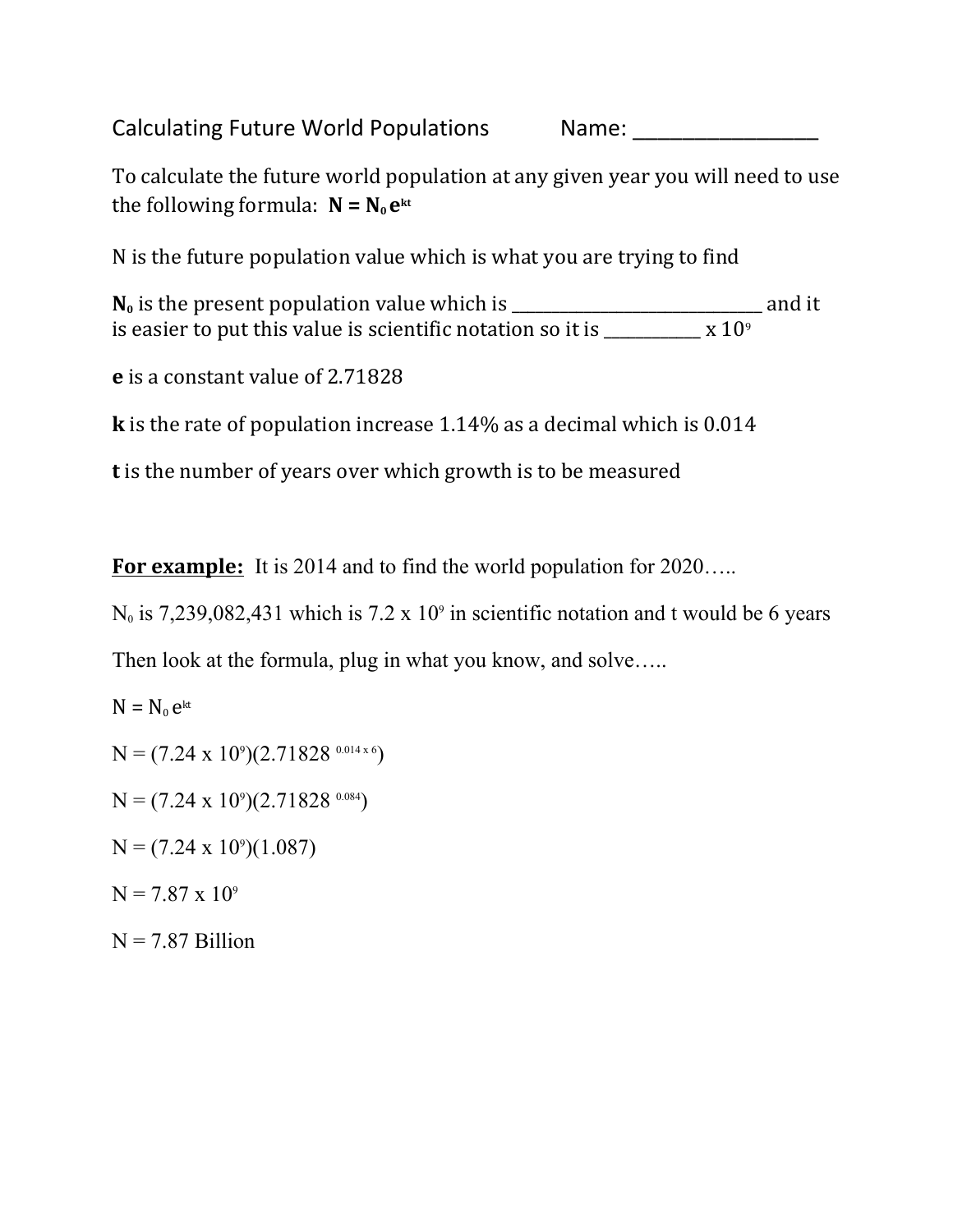Calculating Future World Populations Name: ________________

To calculate the future world population at any given year you will need to use the following formula: $\mathbf{N = N_0 e^{kt}}$

N is the future population value which is what you are trying to find

$\mathbf{N_0}$ is the present population value which is ___________________________ and it is easier to put this value is scientific notation so it is __________ x $10^9$

**e** is a constant value of 2.71828

**k** is the rate of population increase 1.14% as a decimal which is 0.014

**t** is the number of years over which growth is to be measured

**For example:** It is 2014 and to find the world population for 2020…..

$N_0$ is 7,239,082,431 which is $7.2 \times 10^9$ in scientific notation and t would be 6 years

Then look at the formula, plug in what you know, and solve…..

$N = N_0 e^{kt}$

$N = (7.24 \times 10^9)(2.71828^{\,0.014 \times 6})$

$N = (7.24 \times 10^9)(2.71828^{\,0.084})$

$N = (7.24 \times 10^9)(1.087)$

$N = 7.87 \times 10^9$

N = 7.87 Billion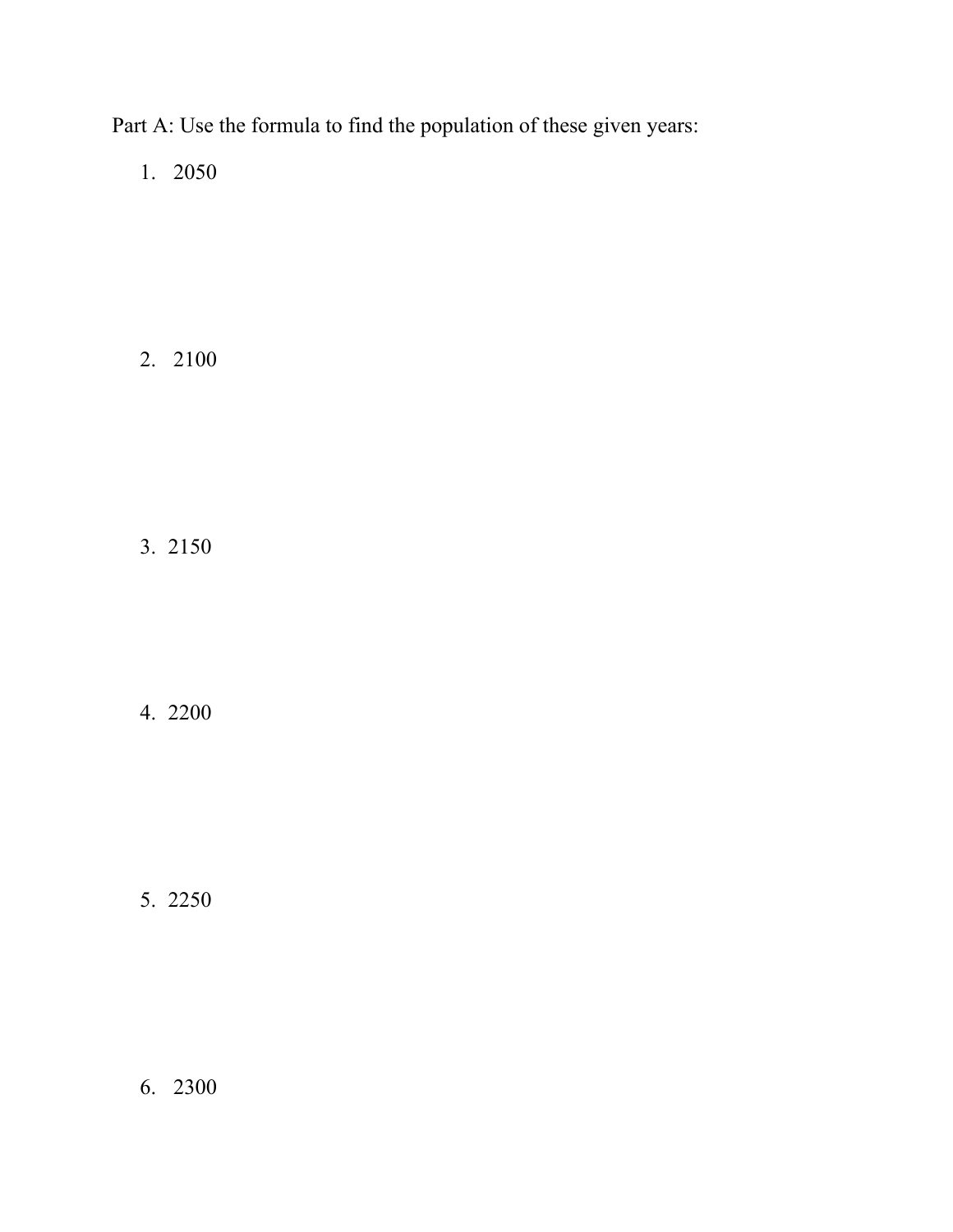Part A: Use the formula to find the population of these given years:

1. 2050

2. 2100

3. 2150

4. 2200

5. 2250

6. 2300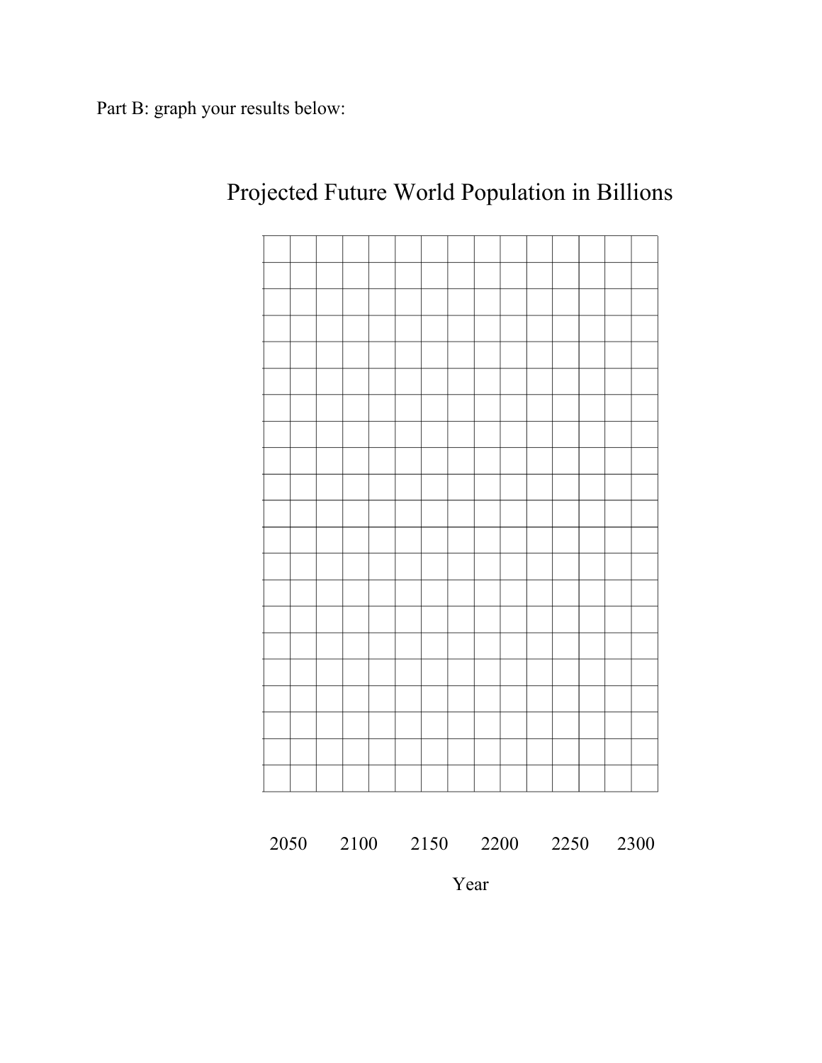Part B: graph your results below:

Projected Future World Population in Billions

2050 2100 2150 2200 2250 2300

Year